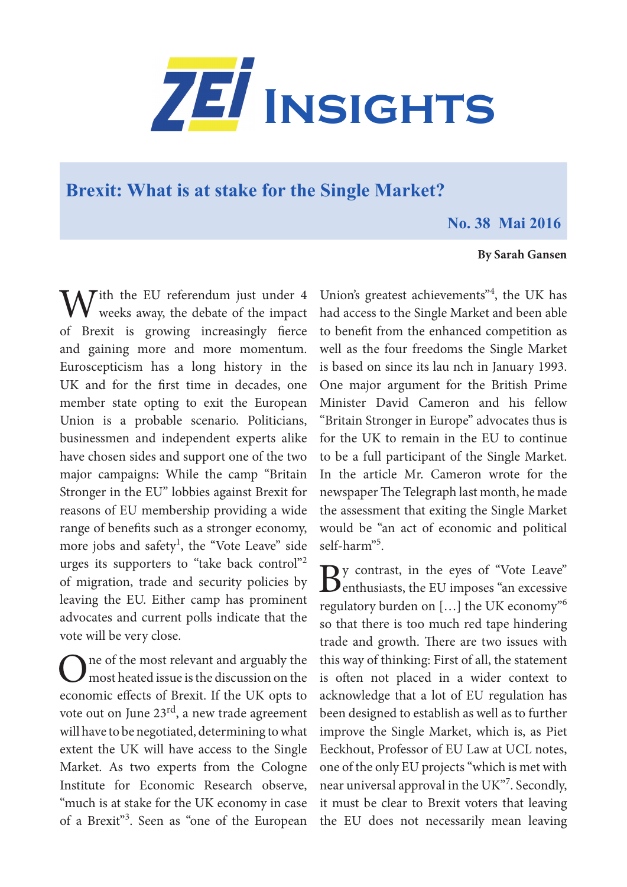# ZEI Insights

## Brexit: What is at stake for the Single Market?

**No. 38 Mai 2016**

**By Sarah Gansen**

With the EU referendum just under 4 weeks away, the debate of the impact of Brexit is growing increasingly fierce and gaining more and more momentum. Euroscepticism has a long history in the UK and for the first time in decades, one member state opting to exit the European Union is a probable scenario. Politicians, businessmen and independent experts alike have chosen sides and support one of the two major campaigns: While the camp "Britain Stronger in the EU" lobbies against Brexit for reasons of EU membership providing a wide range of benefits such as a stronger economy, more jobs and safety[1], the "Vote Leave" side urges its supporters to "take back control"[2] of migration, trade and security policies by leaving the EU. Either camp has prominent advocates and current polls indicate that the vote will be very close.

One of the most relevant and arguably the most heated issue is the discussion on the economic effects of Brexit. If the UK opts to vote out on June 23rd, a new trade agreement will have to be negotiated, determining to what extent the UK will have access to the Single Market. As two experts from the Cologne Institute for Economic Research observe, "much is at stake for the UK economy in case of a Brexit"[3]. Seen as "one of the European Union's greatest achievements"[4], the UK has had access to the Single Market and been able to benefit from the enhanced competition as well as the four freedoms the Single Market is based on since its lau nch in January 1993. One major argument for the British Prime Minister David Cameron and his fellow "Britain Stronger in Europe" advocates thus is for the UK to remain in the EU to continue to be a full participant of the Single Market. In the article Mr. Cameron wrote for the newspaper The Telegraph last month, he made the assessment that exiting the Single Market would be "an act of economic and political self-harm"[5].

By contrast, in the eyes of "Vote Leave" enthusiasts, the EU imposes "an excessive regulatory burden on […] the UK economy"[6] so that there is too much red tape hindering trade and growth. There are two issues with this way of thinking: First of all, the statement is often not placed in a wider context to acknowledge that a lot of EU regulation has been designed to establish as well as to further improve the Single Market, which is, as Piet Eeckhout, Professor of EU Law at UCL notes, one of the only EU projects "which is met with near universal approval in the UK"[7]. Secondly, it must be clear to Brexit voters that leaving the EU does not necessarily mean leaving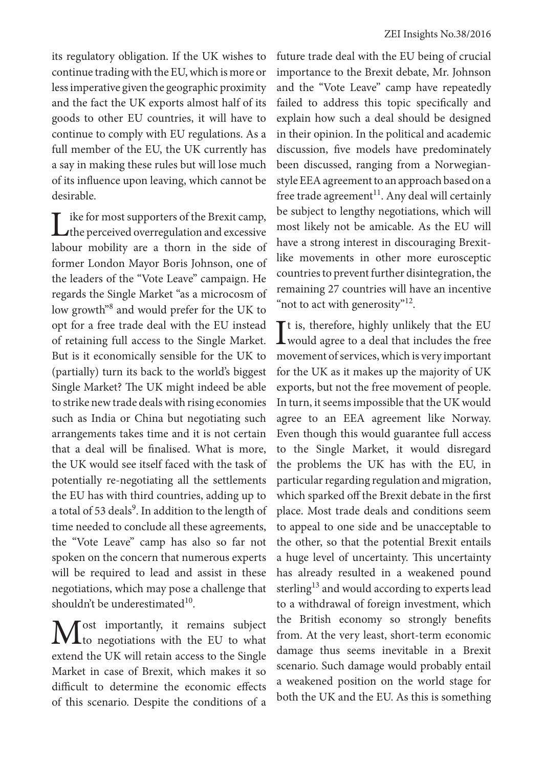its regulatory obligation. If the UK wishes to continue trading with the EU, which is more or less imperative given the geographic proximity and the fact the UK exports almost half of its goods to other EU countries, it will have to continue to comply with EU regulations. As a full member of the EU, the UK currently has a say in making these rules but will lose much of its influence upon leaving, which cannot be desirable.

Like for most supporters of the Brexit camp, the perceived overregulation and excessive labour mobility are a thorn in the side of former London Mayor Boris Johnson, one of the leaders of the "Vote Leave" campaign. He regards the Single Market "as a microcosm of low growth"[8] and would prefer for the UK to opt for a free trade deal with the EU instead of retaining full access to the Single Market. But is it economically sensible for the UK to (partially) turn its back to the world's biggest Single Market? The UK might indeed be able to strike new trade deals with rising economies such as India or China but negotiating such arrangements takes time and it is not certain that a deal will be finalised. What is more, the UK would see itself faced with the task of potentially re-negotiating all the settlements the EU has with third countries, adding up to a total of 53 deals[9]. In addition to the length of time needed to conclude all these agreements, the "Vote Leave" camp has also so far not spoken on the concern that numerous experts will be required to lead and assist in these negotiations, which may pose a challenge that shouldn't be underestimated[10].

Most importantly, it remains subject to negotiations with the EU to what extend the UK will retain access to the Single Market in case of Brexit, which makes it so difficult to determine the economic effects of this scenario. Despite the conditions of a future trade deal with the EU being of crucial importance to the Brexit debate, Mr. Johnson and the "Vote Leave" camp have repeatedly failed to address this topic specifically and explain how such a deal should be designed in their opinion. In the political and academic discussion, five models have predominately been discussed, ranging from a Norwegian-style EEA agreement to an approach based on a free trade agreement[11]. Any deal will certainly be subject to lengthy negotiations, which will most likely not be amicable. As the EU will have a strong interest in discouraging Brexit-like movements in other more eurosceptic countries to prevent further disintegration, the remaining 27 countries will have an incentive "not to act with generosity"[12].

It is, therefore, highly unlikely that the EU would agree to a deal that includes the free movement of services, which is very important for the UK as it makes up the majority of UK exports, but not the free movement of people. In turn, it seems impossible that the UK would agree to an EEA agreement like Norway. Even though this would guarantee full access to the Single Market, it would disregard the problems the UK has with the EU, in particular regarding regulation and migration, which sparked off the Brexit debate in the first place. Most trade deals and conditions seem to appeal to one side and be unacceptable to the other, so that the potential Brexit entails a huge level of uncertainty. This uncertainty has already resulted in a weakened pound sterling[13] and would according to experts lead to a withdrawal of foreign investment, which the British economy so strongly benefits from. At the very least, short-term economic damage thus seems inevitable in a Brexit scenario. Such damage would probably entail a weakened position on the world stage for both the UK and the EU. As this is something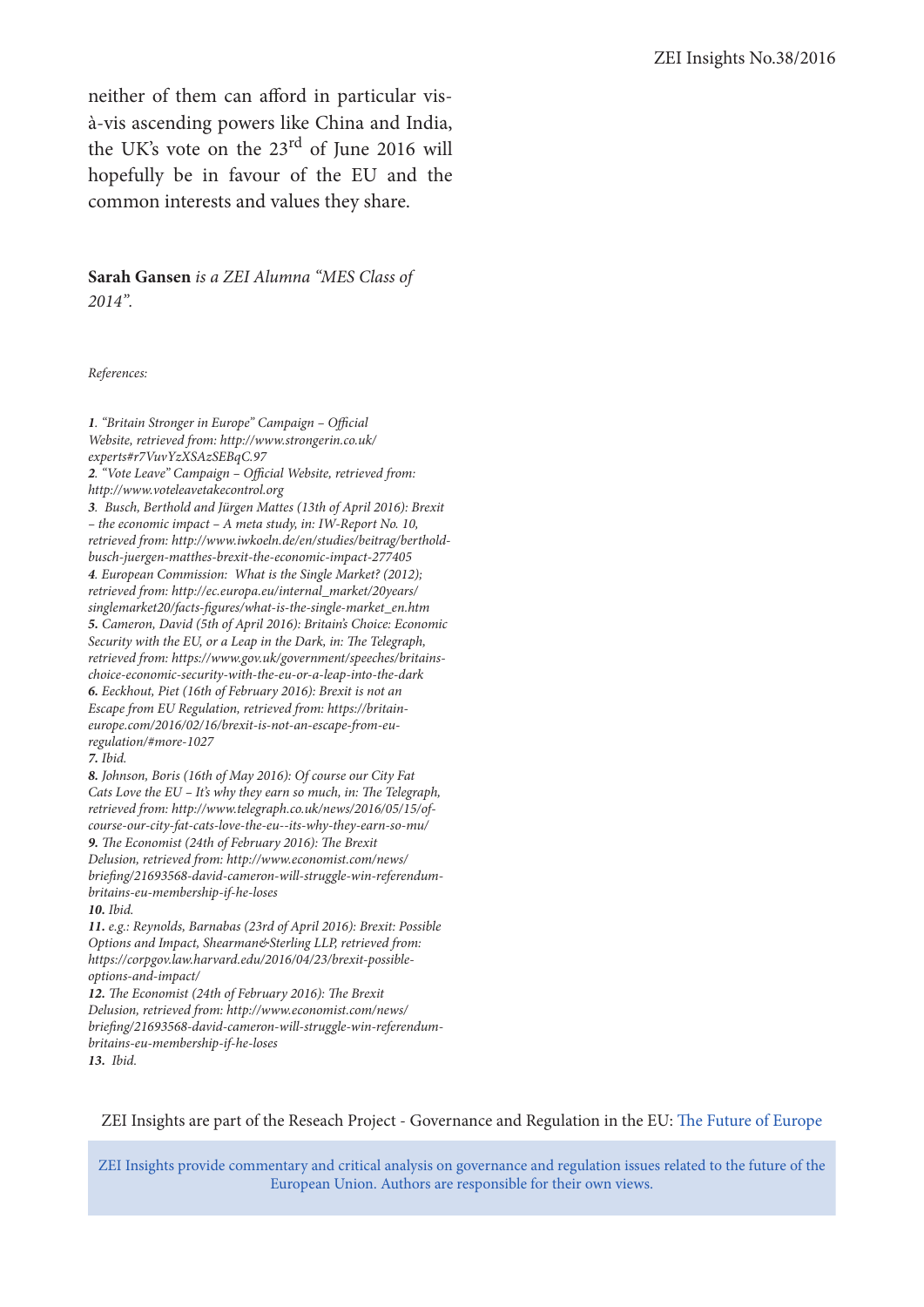neither of them can afford in particular vis-à-vis ascending powers like China and India, the UK's vote on the 23rd of June 2016 will hopefully be in favour of the EU and the common interests and values they share.

**Sarah Gansen** *is a ZEI Alumna "MES Class of 2014".*

*References:*

***1**. "Britain Stronger in Europe" Campaign – Official Website, retrieved from: http://www.strongerin.co.uk/experts#r7VuvYzXSAzSEBqC.97*
***2**. "Vote Leave" Campaign – Official Website, retrieved from: http://www.voteleavetakecontrol.org*
***3**. Busch, Berthold and Jürgen Mattes (13th of April 2016): Brexit – the economic impact – A meta study, in: IW-Report No. 10, retrieved from: http://www.iwkoeln.de/en/studies/beitrag/berthold-busch-juergen-matthes-brexit-the-economic-impact-277405*
***4**. European Commission: What is the Single Market? (2012); retrieved from: http://ec.europa.eu/internal_market/20years/singlemarket20/facts-figures/what-is-the-single-market_en.htm*
***5.** Cameron, David (5th of April 2016): Britain's Choice: Economic Security with the EU, or a Leap in the Dark, in: The Telegraph, retrieved from: https://www.gov.uk/government/speeches/britains-choice-economic-security-with-the-eu-or-a-leap-into-the-dark*
***6.** Eeckhout, Piet (16th of February 2016): Brexit is not an Escape from EU Regulation, retrieved from: https://britain-europe.com/2016/02/16/brexit-is-not-an-escape-from-eu-regulation/#more-1027*
***7.** Ibid.*
***8.** Johnson, Boris (16th of May 2016): Of course our City Fat Cats Love the EU – It's why they earn so much, in: The Telegraph, retrieved from: http://www.telegraph.co.uk/news/2016/05/15/of-course-our-city-fat-cats-love-the-eu--its-why-they-earn-so-mu/*
***9.** The Economist (24th of February 2016): The Brexit Delusion, retrieved from: http://www.economist.com/news/briefing/21693568-david-cameron-will-struggle-win-referendum-britains-eu-membership-if-he-loses*
***10.** Ibid.*
***11.** e.g.: Reynolds, Barnabas (23rd of April 2016): Brexit: Possible Options and Impact, Shearman&Sterling LLP, retrieved from: https://corpgov.law.harvard.edu/2016/04/23/brexit-possible-options-and-impact/*
***12.** The Economist (24th of February 2016): The Brexit Delusion, retrieved from: http://www.economist.com/news/briefing/21693568-david-cameron-will-struggle-win-referendum-britains-eu-membership-if-he-loses*
***13.** Ibid.*

ZEI Insights are part of the Reseach Project - Governance and Regulation in the EU: The Future of Europe

ZEI Insights provide commentary and critical analysis on governance and regulation issues related to the future of the European Union. Authors are responsible for their own views.